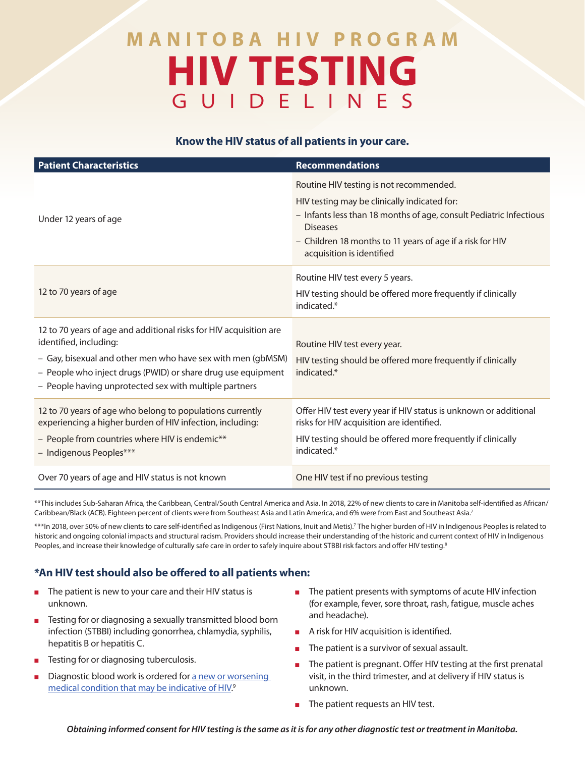# MANITOBA HIV PROGRAM
# HIV TESTING
## GUIDELINES

**Know the HIV status of all patients in your care.**

| Patient Characteristics | Recommendations |
|---|---|
| Under 12 years of age | Routine HIV testing is not recommended.<br>HIV testing may be clinically indicated for:<br>– Infants less than 18 months of age, consult Pediatric Infectious Diseases<br>– Children 18 months to 11 years of age if a risk for HIV acquisition is identified |
| 12 to 70 years of age | Routine HIV test every 5 years.<br>HIV testing should be offered more frequently if clinically indicated.* |
| 12 to 70 years of age and additional risks for HIV acquisition are identified, including:<br>– Gay, bisexual and other men who have sex with men (gbMSM)<br>– People who inject drugs (PWID) or share drug use equipment<br>– People having unprotected sex with multiple partners | Routine HIV test every year.<br>HIV testing should be offered more frequently if clinically indicated.* |
| 12 to 70 years of age who belong to populations currently experiencing a higher burden of HIV infection, including:<br>– People from countries where HIV is endemic**<br>– Indigenous Peoples*** | Offer HIV test every year if HIV status is unknown or additional risks for HIV acquisition are identified.<br>HIV testing should be offered more frequently if clinically indicated.* |
| Over 70 years of age and HIV status is not known | One HIV test if no previous testing |

**This includes Sub-Saharan Africa, the Caribbean, Central/South Central America and Asia. In 2018, 22% of new clients to care in Manitoba self-identified as African/Caribbean/Black (ACB). Eighteen percent of clients were from Southeast Asia and Latin America, and 6% were from East and Southeast Asia.[7]

***In 2018, over 50% of new clients to care self-identified as Indigenous (First Nations, Inuit and Metis).[7] The higher burden of HIV in Indigenous Peoples is related to historic and ongoing colonial impacts and structural racism. Providers should increase their understanding of the historic and current context of HIV in Indigenous Peoples, and increase their knowledge of culturally safe care in order to safely inquire about STBBI risk factors and offer HIV testing.[8]

### *An HIV test should also be offered to all patients when:

- The patient is new to your care and their HIV status is unknown.
- Testing for or diagnosing a sexually transmitted blood born infection (STBBI) including gonorrhea, chlamydia, syphilis, hepatitis B or hepatitis C.
- Testing for or diagnosing tuberculosis.
- Diagnostic blood work is ordered for a new or worsening medical condition that may be indicative of HIV.[9]
- The patient presents with symptoms of acute HIV infection (for example, fever, sore throat, rash, fatigue, muscle aches and headache).
- A risk for HIV acquisition is identified.
- The patient is a survivor of sexual assault.
- The patient is pregnant. Offer HIV testing at the first prenatal visit, in the third trimester, and at delivery if HIV status is unknown.
- The patient requests an HIV test.

***Obtaining informed consent for HIV testing is the same as it is for any other diagnostic test or treatment in Manitoba.***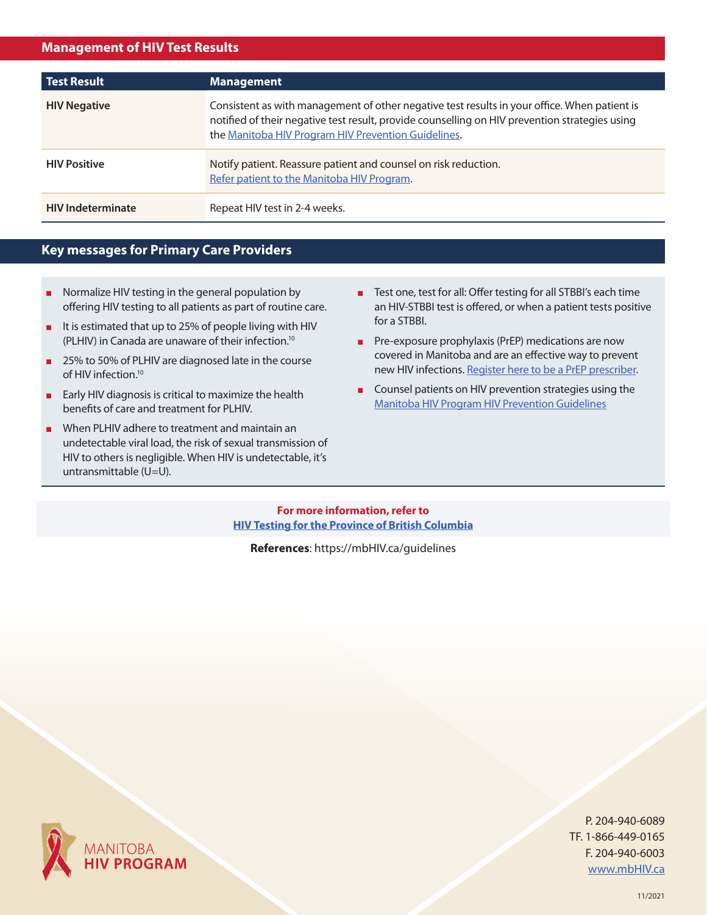## Management of HIV Test Results

| Test Result | Management |
|---|---|
| **HIV Negative** | Consistent as with management of other negative test results in your office. When patient is notified of their negative test result, provide counselling on HIV prevention strategies using the Manitoba HIV Program HIV Prevention Guidelines. |
| **HIV Positive** | Notify patient. Reassure patient and counsel on risk reduction. Refer patient to the Manitoba HIV Program. |
| **HIV Indeterminate** | Repeat HIV test in 2-4 weeks. |

## Key messages for Primary Care Providers

- Normalize HIV testing in the general population by offering HIV testing to all patients as part of routine care.
- It is estimated that up to 25% of people living with HIV (PLHIV) in Canada are unaware of their infection.[10]
- 25% to 50% of PLHIV are diagnosed late in the course of HIV infection.[10]
- Early HIV diagnosis is critical to maximize the health benefits of care and treatment for PLHIV.
- When PLHIV adhere to treatment and maintain an undetectable viral load, the risk of sexual transmission of HIV to others is negligible. When HIV is undetectable, it's untransmittable (U=U).
- Test one, test for all: Offer testing for all STBBI's each time an HIV-STBBI test is offered, or when a patient tests positive for a STBBI.
- Pre-exposure prophylaxis (PrEP) medications are now covered in Manitoba and are an effective way to prevent new HIV infections. Register here to be a PrEP prescriber.
- Counsel patients on HIV prevention strategies using the Manitoba HIV Program HIV Prevention Guidelines

**For more information, refer to**
**HIV Testing for the Province of British Columbia**

**References**: https://mbHIV.ca/guidelines

MANITOBA
**HIV PROGRAM**

P. 204-940-6089
TF. 1-866-449-0165
F. 204-940-6003
www.mbHIV.ca

11/2021